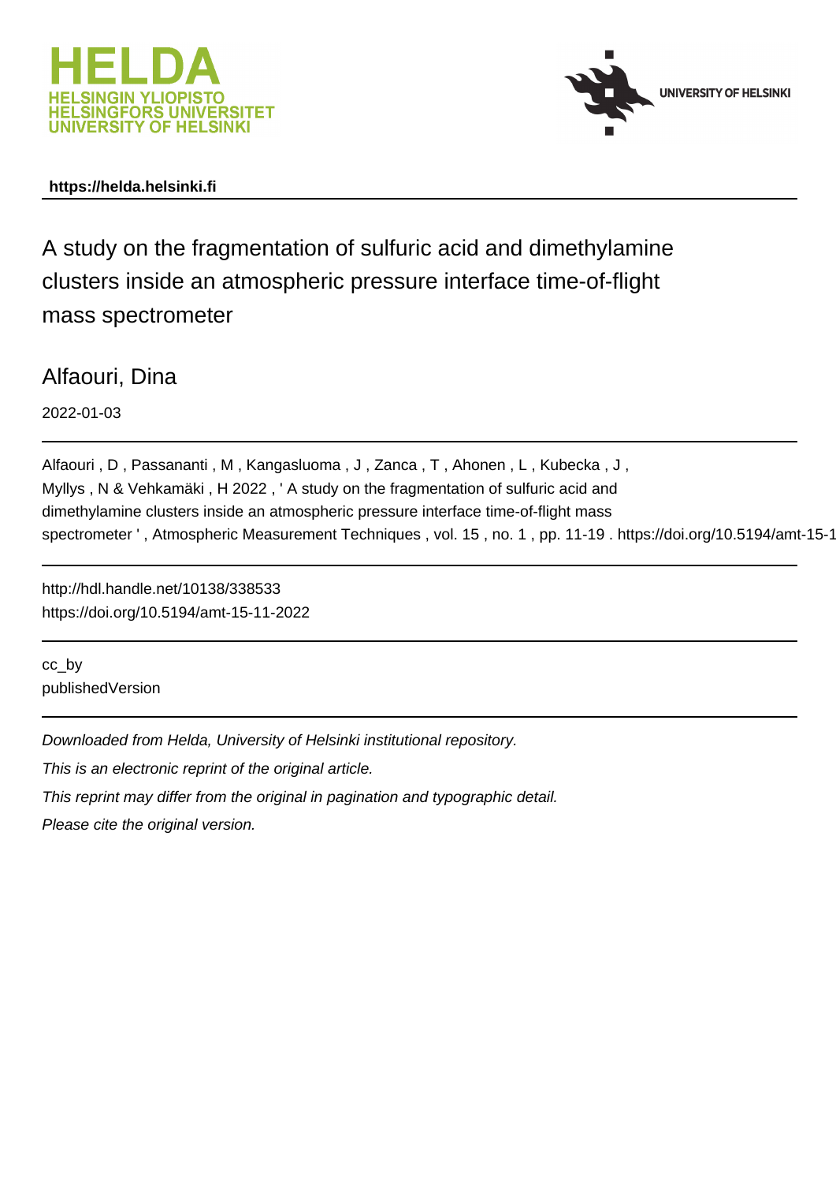https://helda.helsinki.fi

# A study on the fragmentation of sulfuric acid and dimethylamine clusters inside an atmospheric pressure interface time-of-flight mass spectrometer

Alfaouri, Dina

2022-01-03

---

Alfaouri , D , Passananti , M , Kangasluoma , J , Zanca , T , Ahonen , L , Kubecka , J , Myllys , N & Vehkamäki , H 2022 , ' A study on the fragmentation of sulfuric acid and dimethylamine clusters inside an atmospheric pressure interface time-of-flight mass spectrometer ' , Atmospheric Measurement Techniques , vol. 15 , no. 1 , pp. 11-19 . https://doi.org/10.5194/amt-15-1

---

http://hdl.handle.net/10138/338533
https://doi.org/10.5194/amt-15-11-2022

---

cc_by
publishedVersion

---

*Downloaded from Helda, University of Helsinki institutional repository.*

*This is an electronic reprint of the original article.*

*This reprint may differ from the original in pagination and typographic detail.*

*Please cite the original version.*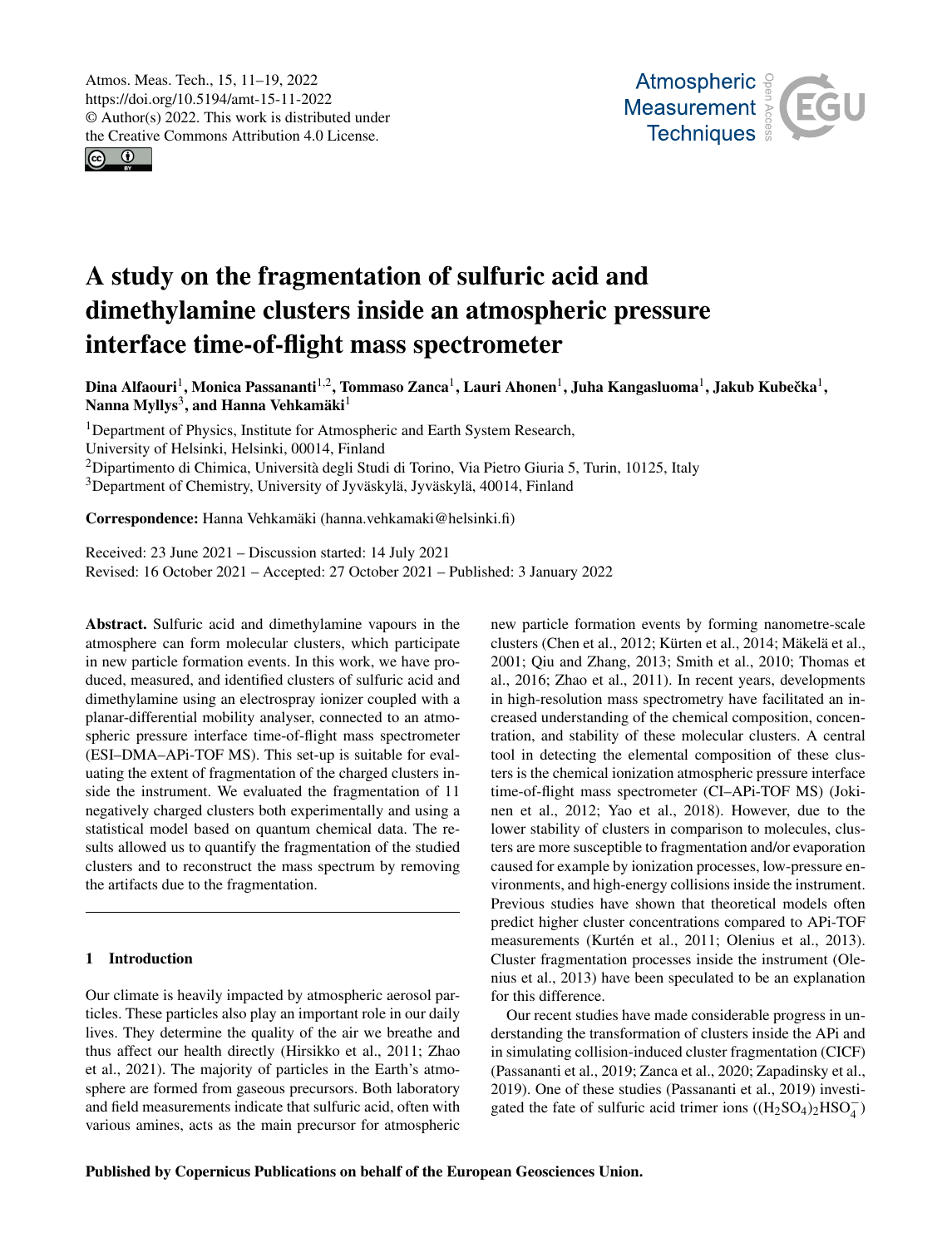# A study on the fragmentation of sulfuric acid and dimethylamine clusters inside an atmospheric pressure interface time-of-flight mass spectrometer

**Dina Alfaouri**[1], **Monica Passananti**[1,2], **Tommaso Zanca**[1], **Lauri Ahonen**[1], **Juha Kangasluoma**[1], **Jakub Kubečka**[1], **Nanna Myllys**[3], and **Hanna Vehkamäki**[1]

[1]Department of Physics, Institute for Atmospheric and Earth System Research, University of Helsinki, Helsinki, 00014, Finland

[2]Dipartimento di Chimica, Università degli Studi di Torino, Via Pietro Giuria 5, Turin, 10125, Italy

[3]Department of Chemistry, University of Jyväskylä, Jyväskylä, 40014, Finland

**Correspondence:** Hanna Vehkamäki (hanna.vehkamaki@helsinki.fi)

Received: 23 June 2021 – Discussion started: 14 July 2021
Revised: 16 October 2021 – Accepted: 27 October 2021 – Published: 3 January 2022

**Abstract.** Sulfuric acid and dimethylamine vapours in the atmosphere can form molecular clusters, which participate in new particle formation events. In this work, we have produced, measured, and identified clusters of sulfuric acid and dimethylamine using an electrospray ionizer coupled with a planar-differential mobility analyser, connected to an atmospheric pressure interface time-of-flight mass spectrometer (ESI–DMA–APi-TOF MS). This set-up is suitable for evaluating the extent of fragmentation of the charged clusters inside the instrument. We evaluated the fragmentation of 11 negatively charged clusters both experimentally and using a statistical model based on quantum chemical data. The results allowed us to quantify the fragmentation of the studied clusters and to reconstruct the mass spectrum by removing the artifacts due to the fragmentation.

## 1 Introduction

Our climate is heavily impacted by atmospheric aerosol particles. These particles also play an important role in our daily lives. They determine the quality of the air we breathe and thus affect our health directly (Hirsikko et al., 2011; Zhao et al., 2021). The majority of particles in the Earth's atmosphere are formed from gaseous precursors. Both laboratory and field measurements indicate that sulfuric acid, often with various amines, acts as the main precursor for atmospheric new particle formation events by forming nanometre-scale clusters (Chen et al., 2012; Kürten et al., 2014; Mäkelä et al., 2001; Qiu and Zhang, 2013; Smith et al., 2010; Thomas et al., 2016; Zhao et al., 2011). In recent years, developments in high-resolution mass spectrometry have facilitated an increased understanding of the chemical composition, concentration, and stability of these molecular clusters. A central tool in detecting the elemental composition of these clusters is the chemical ionization atmospheric pressure interface time-of-flight mass spectrometer (CI–APi-TOF MS) (Jokinen et al., 2012; Yao et al., 2018). However, due to the lower stability of clusters in comparison to molecules, clusters are more susceptible to fragmentation and/or evaporation caused for example by ionization processes, low-pressure environments, and high-energy collisions inside the instrument. Previous studies have shown that theoretical models often predict higher cluster concentrations compared to APi-TOF measurements (Kurtén et al., 2011; Olenius et al., 2013). Cluster fragmentation processes inside the instrument (Olenius et al., 2013) have been speculated to be an explanation for this difference.

Our recent studies have made considerable progress in understanding the transformation of clusters inside the APi and in simulating collision-induced cluster fragmentation (CICF) (Passananti et al., 2019; Zanca et al., 2020; Zapadinsky et al., 2019). One of these studies (Passananti et al., 2019) investigated the fate of sulfuric acid trimer ions ($(H_2SO_4)_2HSO_4^-$)

Published by Copernicus Publications on behalf of the European Geosciences Union.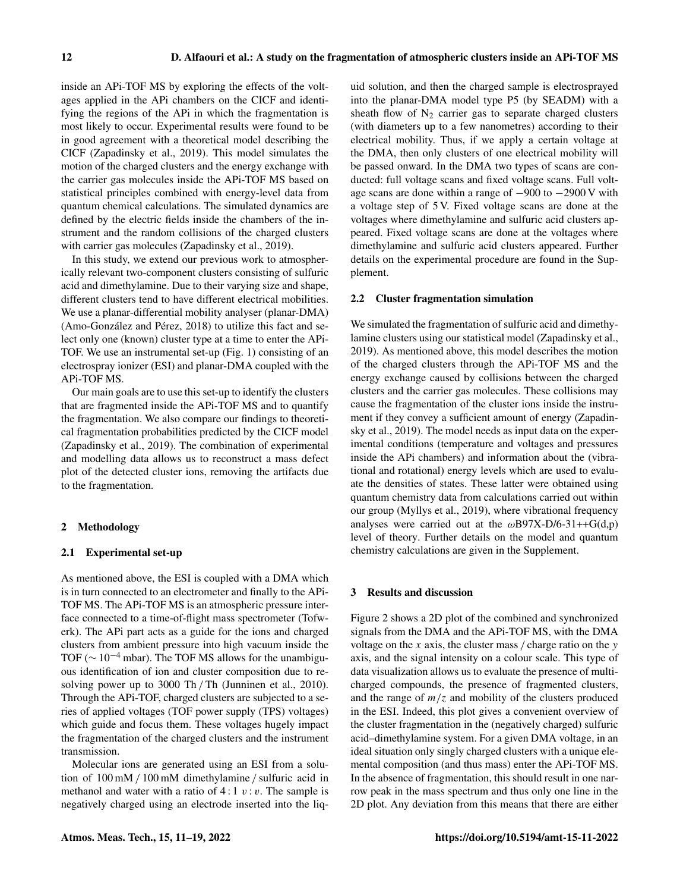inside an APi-TOF MS by exploring the effects of the voltages applied in the APi chambers on the CICF and identifying the regions of the APi in which the fragmentation is most likely to occur. Experimental results were found to be in good agreement with a theoretical model describing the CICF (Zapadinsky et al., 2019). This model simulates the motion of the charged clusters and the energy exchange with the carrier gas molecules inside the APi-TOF MS based on statistical principles combined with energy-level data from quantum chemical calculations. The simulated dynamics are defined by the electric fields inside the chambers of the instrument and the random collisions of the charged clusters with carrier gas molecules (Zapadinsky et al., 2019).

In this study, we extend our previous work to atmospherically relevant two-component clusters consisting of sulfuric acid and dimethylamine. Due to their varying size and shape, different clusters tend to have different electrical mobilities. We use a planar-differential mobility analyser (planar-DMA) (Amo-González and Pérez, 2018) to utilize this fact and select only one (known) cluster type at a time to enter the APi-TOF. We use an instrumental set-up (Fig. 1) consisting of an electrospray ionizer (ESI) and planar-DMA coupled with the APi-TOF MS.

Our main goals are to use this set-up to identify the clusters that are fragmented inside the APi-TOF MS and to quantify the fragmentation. We also compare our findings to theoretical fragmentation probabilities predicted by the CICF model (Zapadinsky et al., 2019). The combination of experimental and modelling data allows us to reconstruct a mass defect plot of the detected cluster ions, removing the artifacts due to the fragmentation.

## 2 Methodology

### 2.1 Experimental set-up

As mentioned above, the ESI is coupled with a DMA which is in turn connected to an electrometer and finally to the APi-TOF MS. The APi-TOF MS is an atmospheric pressure interface connected to a time-of-flight mass spectrometer (Tofwerk). The APi part acts as a guide for the ions and charged clusters from ambient pressure into high vacuum inside the TOF ($\sim 10^{-4}$ mbar). The TOF MS allows for the unambiguous identification of ion and cluster composition due to resolving power up to 3000 Th / Th (Junninen et al., 2010). Through the APi-TOF, charged clusters are subjected to a series of applied voltages (TOF power supply (TPS) voltages) which guide and focus them. These voltages hugely impact the fragmentation of the charged clusters and the instrument transmission.

Molecular ions are generated using an ESI from a solution of 100 mM / 100 mM dimethylamine / sulfuric acid in methanol and water with a ratio of $4:1$ $v:v$. The sample is negatively charged using an electrode inserted into the liquid solution, and then the charged sample is electrosprayed into the planar-DMA model type P5 (by SEADM) with a sheath flow of $N_2$ carrier gas to separate charged clusters (with diameters up to a few nanometres) according to their electrical mobility. Thus, if we apply a certain voltage at the DMA, then only clusters of one electrical mobility will be passed onward. In the DMA two types of scans are conducted: full voltage scans and fixed voltage scans. Full voltage scans are done within a range of $-900$ to $-2900$ V with a voltage step of 5 V. Fixed voltage scans are done at the voltages where dimethylamine and sulfuric acid clusters appeared. Fixed voltage scans are done at the voltages where dimethylamine and sulfuric acid clusters appeared. Further details on the experimental procedure are found in the Supplement.

### 2.2 Cluster fragmentation simulation

We simulated the fragmentation of sulfuric acid and dimethylamine clusters using our statistical model (Zapadinsky et al., 2019). As mentioned above, this model describes the motion of the charged clusters through the APi-TOF MS and the energy exchange caused by collisions between the charged clusters and the carrier gas molecules. These collisions may cause the fragmentation of the cluster ions inside the instrument if they convey a sufficient amount of energy (Zapadinsky et al., 2019). The model needs as input data on the experimental conditions (temperature and voltages and pressures inside the APi chambers) and information about the (vibrational and rotational) energy levels which are used to evaluate the densities of states. These latter were obtained using quantum chemistry data from calculations carried out within our group (Myllys et al., 2019), where vibrational frequency analyses were carried out at the $\omega$B97X-D/6-31++G(d,p) level of theory. Further details on the model and quantum chemistry calculations are given in the Supplement.

## 3 Results and discussion

Figure 2 shows a 2D plot of the combined and synchronized signals from the DMA and the APi-TOF MS, with the DMA voltage on the $x$ axis, the cluster mass / charge ratio on the $y$ axis, and the signal intensity on a colour scale. This type of data visualization allows us to evaluate the presence of multi-charged compounds, the presence of fragmented clusters, and the range of $m/z$ and mobility of the clusters produced in the ESI. Indeed, this plot gives a convenient overview of the cluster fragmentation in the (negatively charged) sulfuric acid–dimethylamine system. For a given DMA voltage, in an ideal situation only singly charged clusters with a unique elemental composition (and thus mass) enter the APi-TOF MS. In the absence of fragmentation, this should result in one narrow peak in the mass spectrum and thus only one line in the 2D plot. Any deviation from this means that there are either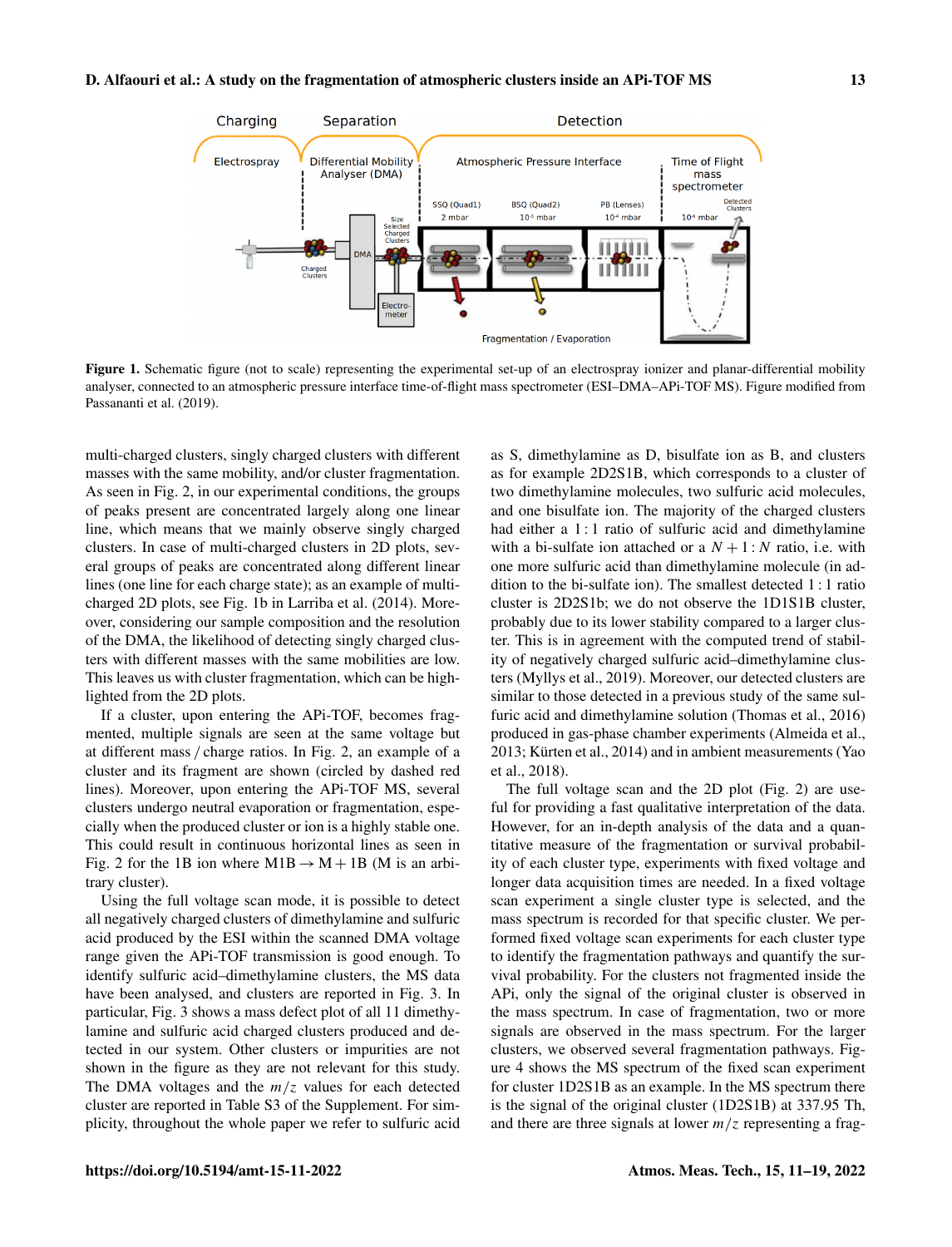Charging

Separation

Detection

Electrospray

Differential Mobility Analyser (DMA)

Atmospheric Pressure Interface

Time of Flight mass spectrometer

SSQ (Quad1)
2 mbar

BSQ (Quad2)
10⁻³ mbar

PB (Lenses)
10⁻⁴ mbar

10⁻⁶ mbar

Detected Clusters

Size Selected Charged Clusters

Charged Clusters

DMA

Electro-meter

Fragmentation / Evaporation

**Figure 1.** Schematic figure (not to scale) representing the experimental set-up of an electrospray ionizer and planar-differential mobility analyser, connected to an atmospheric pressure interface time-of-flight mass spectrometer (ESI–DMA–APi-TOF MS). Figure modified from Passananti et al. (2019).

multi-charged clusters, singly charged clusters with different masses with the same mobility, and/or cluster fragmentation. As seen in Fig. 2, in our experimental conditions, the groups of peaks present are concentrated largely along one linear line, which means that we mainly observe singly charged clusters. In case of multi-charged clusters in 2D plots, several groups of peaks are concentrated along different linear lines (one line for each charge state); as an example of multi-charged 2D plots, see Fig. 1b in Larriba et al. (2014). Moreover, considering our sample composition and the resolution of the DMA, the likelihood of detecting singly charged clusters with different masses with the same mobilities are low. This leaves us with cluster fragmentation, which can be highlighted from the 2D plots.

If a cluster, upon entering the APi-TOF, becomes fragmented, multiple signals are seen at the same voltage but at different mass / charge ratios. In Fig. 2, an example of a cluster and its fragment are shown (circled by dashed red lines). Moreover, upon entering the APi-TOF MS, several clusters undergo neutral evaporation or fragmentation, especially when the produced cluster or ion is a highly stable one. This could result in continuous horizontal lines as seen in Fig. 2 for the 1B ion where M1B → M + 1B (M is an arbitrary cluster).

Using the full voltage scan mode, it is possible to detect all negatively charged clusters of dimethylamine and sulfuric acid produced by the ESI within the scanned DMA voltage range given the APi-TOF transmission is good enough. To identify sulfuric acid–dimethylamine clusters, the MS data have been analysed, and clusters are reported in Fig. 3. In particular, Fig. 3 shows a mass defect plot of all 11 dimethylamine and sulfuric acid charged clusters produced and detected in our system. Other clusters or impurities are not shown in the figure as they are not relevant for this study. The DMA voltages and the $m/z$ values for each detected cluster are reported in Table S3 of the Supplement. For simplicity, throughout the whole paper we refer to sulfuric acid as S, dimethylamine as D, bisulfate ion as B, and clusters as for example 2D2S1B, which corresponds to a cluster of two dimethylamine molecules, two sulfuric acid molecules, and one bisulfate ion. The majority of the charged clusters had either a $1:1$ ratio of sulfuric acid and dimethylamine with a bi-sulfate ion attached or a $N+1:N$ ratio, i.e. with one more sulfuric acid than dimethylamine molecule (in addition to the bi-sulfate ion). The smallest detected $1:1$ ratio cluster is 2D2S1B; we do not observe the 1D1S1B cluster, probably due to its lower stability compared to a larger cluster. This is in agreement with the computed trend of stability of negatively charged sulfuric acid–dimethylamine clusters (Myllys et al., 2019). Moreover, our detected clusters are similar to those detected in a previous study of the same sulfuric acid and dimethylamine solution (Thomas et al., 2016) produced in gas-phase chamber experiments (Almeida et al., 2013; Kürten et al., 2014) and in ambient measurements (Yao et al., 2018).

The full voltage scan and the 2D plot (Fig. 2) are useful for providing a fast qualitative interpretation of the data. However, for an in-depth analysis of the data and a quantitative measure of the fragmentation or survival probability of each cluster type, experiments with fixed voltage and longer data acquisition times are needed. In a fixed voltage scan experiment a single cluster type is selected, and the mass spectrum is recorded for that specific cluster. We performed fixed voltage scan experiments for each cluster type to identify the fragmentation pathways and quantify the survival probability. For the clusters not fragmented inside the APi, only the signal of the original cluster is observed in the mass spectrum. In case of fragmentation, two or more signals are observed in the mass spectrum. For the larger clusters, we observed several fragmentation pathways. Figure 4 shows the MS spectrum of the fixed scan experiment for cluster 1D2S1B as an example. In the MS spectrum there is the signal of the original cluster (1D2S1B) at 337.95 Th, and there are three signals at lower $m/z$ representing a frag-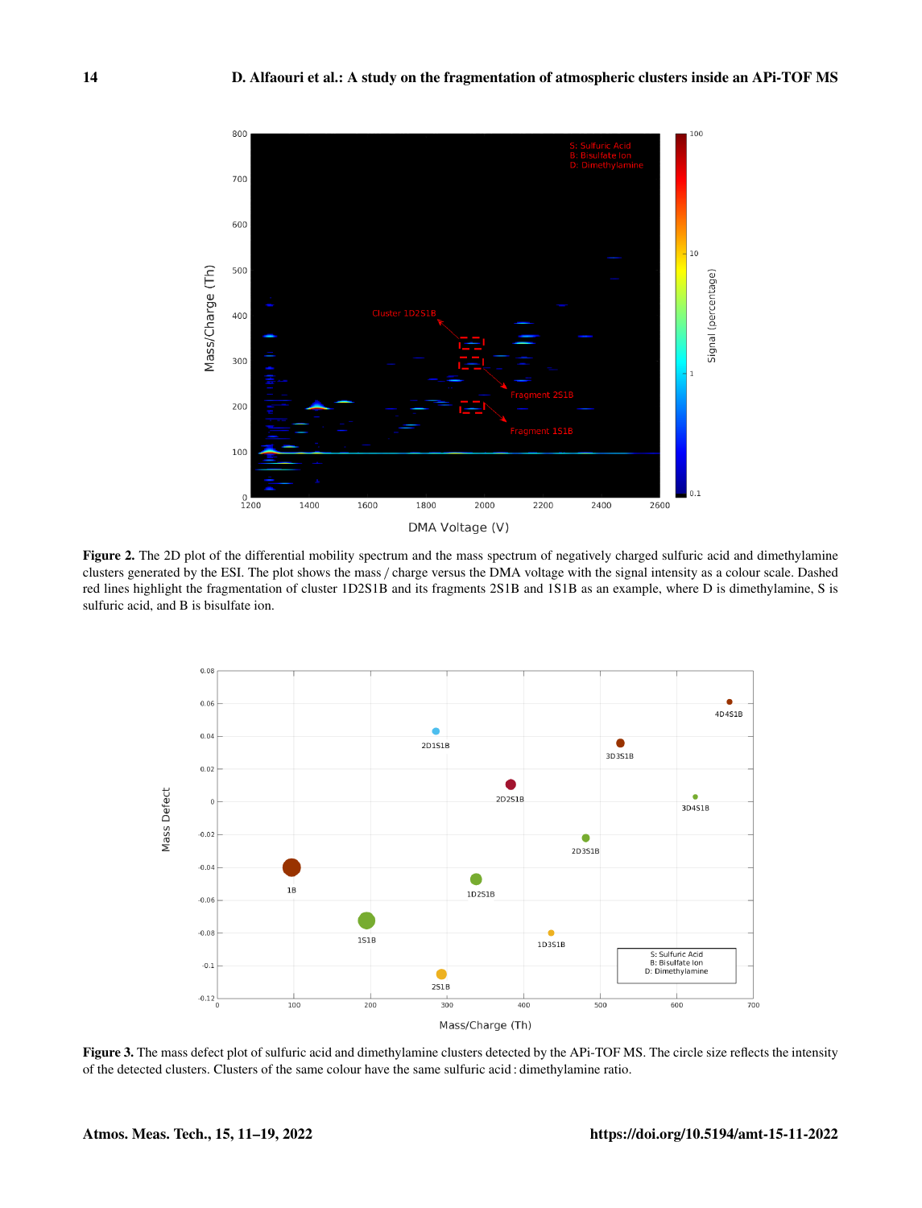800
700
600
500
400
300
200
100
0
1200
1400
1600
1800
2000
2200
2400
2600

DMA Voltage (V)

Mass/Charge (Th)

S: Sulfuric Acid
B: Bisulfate Ion
D: Dimethylamine

Cluster 1D2S1B

Fragment 2S1B

Fragment 1S1B

100
10
1
0.1

Signal (percentage)

**Figure 2.** The 2D plot of the differential mobility spectrum and the mass spectrum of negatively charged sulfuric acid and dimethylamine clusters generated by the ESI. The plot shows the mass / charge versus the DMA voltage with the signal intensity as a colour scale. Dashed red lines highlight the fragmentation of cluster 1D2S1B and its fragments 2S1B and 1S1B as an example, where D is dimethylamine, S is sulfuric acid, and B is bisulfate ion.

0.08
0.06
0.04
0.02
0
-0.02
-0.04
-0.06
-0.08
-0.1
-0.12

Mass Defect

0
100
200
300
400
500
600
700

Mass/Charge (Th)

2D1S1B
2D2S1B
3D3S1B
4D4S1B
3D4S1B
2D3S1B
1B
1D2S1B
1S1B
1D3S1B
2S1B

S: Sulfuric Acid
B: Bisulfate Ion
D: Dimethylamine

**Figure 3.** The mass defect plot of sulfuric acid and dimethylamine clusters detected by the APi-TOF MS. The circle size reflects the intensity of the detected clusters. Clusters of the same colour have the same sulfuric acid : dimethylamine ratio.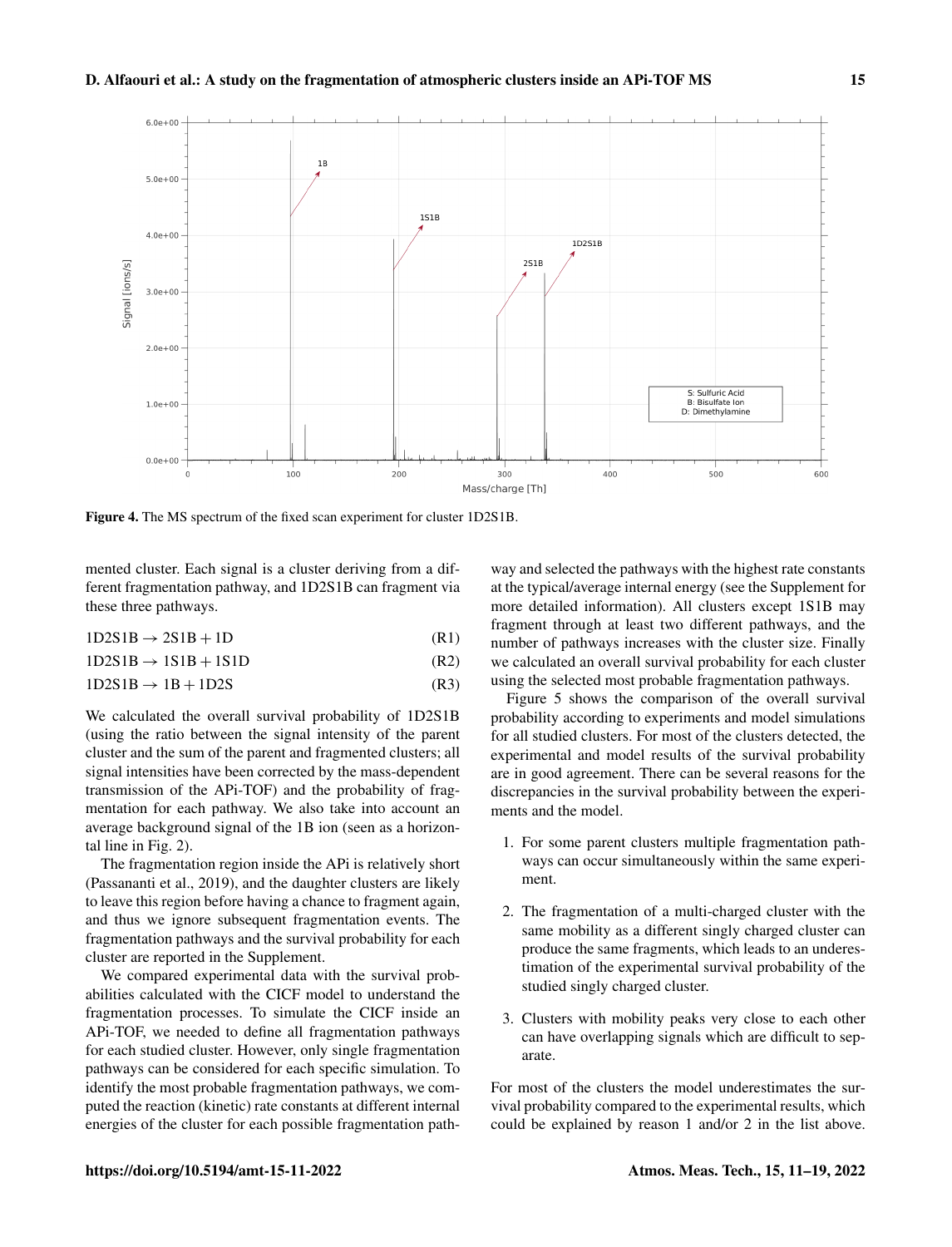6.0e+00
5.0e+00
4.0e+00
3.0e+00
2.0e+00
1.0e+00
0.0e+00

Signal [ions/s]

0
100
200
300
400
500
600

Mass/charge [Th]

1B
1S1B
2S1B
1D2S1B

S: Sulfuric Acid
B: Bisulfate Ion
D: Dimethylamine

**Figure 4.** The MS spectrum of the fixed scan experiment for cluster 1D2S1B.

mented cluster. Each signal is a cluster deriving from a different fragmentation pathway, and 1D2S1B can fragment via these three pathways.

$$1\text{D}2\text{S}1\text{B} \rightarrow 2\text{S}1\text{B} + 1\text{D} \tag{R1}$$

$$1\text{D}2\text{S}1\text{B} \rightarrow 1\text{S}1\text{B} + 1\text{S}1\text{D} \tag{R2}$$

$$1\text{D}2\text{S}1\text{B} \rightarrow 1\text{B} + 1\text{D}2\text{S} \tag{R3}$$

We calculated the overall survival probability of 1D2S1B (using the ratio between the signal intensity of the parent cluster and the sum of the parent and fragmented clusters; all signal intensities have been corrected by the mass-dependent transmission of the APi-TOF) and the probability of fragmentation for each pathway. We also take into account an average background signal of the 1B ion (seen as a horizontal line in Fig. 2).

The fragmentation region inside the APi is relatively short (Passananti et al., 2019), and the daughter clusters are likely to leave this region before having a chance to fragment again, and thus we ignore subsequent fragmentation events. The fragmentation pathways and the survival probability for each cluster are reported in the Supplement.

We compared experimental data with the survival probabilities calculated with the CICF model to understand the fragmentation processes. To simulate the CICF inside an APi-TOF, we needed to define all fragmentation pathways for each studied cluster. However, only single fragmentation pathways can be considered for each specific simulation. To identify the most probable fragmentation pathways, we computed the reaction (kinetic) rate constants at different internal energies of the cluster for each possible fragmentation pathway and selected the pathways with the highest rate constants at the typical/average internal energy (see the Supplement for more detailed information). All clusters except 1S1B may fragment through at least two different pathways, and the number of pathways increases with the cluster size. Finally we calculated an overall survival probability for each cluster using the selected most probable fragmentation pathways.

Figure 5 shows the comparison of the overall survival probability according to experiments and model simulations for all studied clusters. For most of the clusters detected, the experimental and model results of the survival probability are in good agreement. There can be several reasons for the discrepancies in the survival probability between the experiments and the model.

1. For some parent clusters multiple fragmentation pathways can occur simultaneously within the same experiment.

2. The fragmentation of a multi-charged cluster with the same mobility as a different singly charged cluster can produce the same fragments, which leads to an underestimation of the experimental survival probability of the studied singly charged cluster.

3. Clusters with mobility peaks very close to each other can have overlapping signals which are difficult to separate.

For most of the clusters the model underestimates the survival probability compared to the experimental results, which could be explained by reason 1 and/or 2 in the list above.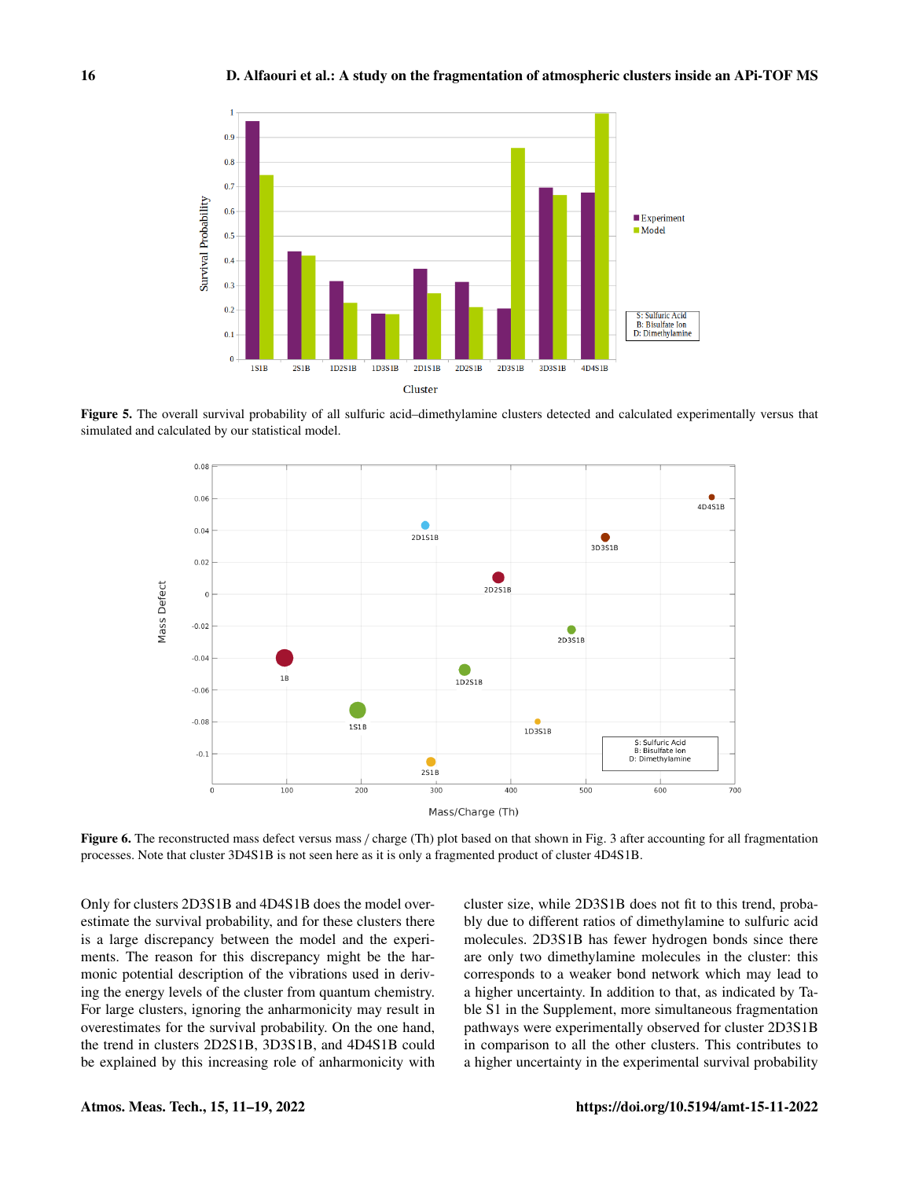Survival Probability

1
0.9
0.8
0.7
0.6
0.5
0.4
0.3
0.2
0.1
0

1S1B 2S1B 1D2S1B 1D3S1B 2D1S1B 2D2S1B 2D3S1B 3D3S1B 4D4S1B

Cluster

Experiment
Model

S: Sulfuric Acid
B: Bisulfate Ion
D: Dimethylamine

**Figure 5.** The overall survival probability of all sulfuric acid–dimethylamine clusters detected and calculated experimentally versus that simulated and calculated by our statistical model.

Mass Defect

0.08
0.06
0.04
0.02
0
-0.02
-0.04
-0.06
-0.08
-0.1

0 100 200 300 400 500 600 700

Mass/Charge (Th)

4D4S1B
2D1S1B
3D3S1B
2D2S1B
2D3S1B
1B
1D2S1B
1S1B
1D3S1B
2S1B

S: Sulfuric Acid
B: Bisulfate Ion
D: Dimethylamine

**Figure 6.** The reconstructed mass defect versus mass / charge (Th) plot based on that shown in Fig. 3 after accounting for all fragmentation processes. Note that cluster 3D4S1B is not seen here as it is only a fragmented product of cluster 4D4S1B.

Only for clusters 2D3S1B and 4D4S1B does the model overestimate the survival probability, and for these clusters there is a large discrepancy between the model and the experiments. The reason for this discrepancy might be the harmonic potential description of the vibrations used in deriving the energy levels of the cluster from quantum chemistry. For large clusters, ignoring the anharmonicity may result in overestimates for the survival probability. On the one hand, the trend in clusters 2D2S1B, 3D3S1B, and 4D4S1B could be explained by this increasing role of anharmonicity with cluster size, while 2D3S1B does not fit to this trend, probably due to different ratios of dimethylamine to sulfuric acid molecules. 2D3S1B has fewer hydrogen bonds since there are only two dimethylamine molecules in the cluster: this corresponds to a weaker bond network which may lead to a higher uncertainty. In addition to that, as indicated by Table S1 in the Supplement, more simultaneous fragmentation pathways were experimentally observed for cluster 2D3S1B in comparison to all the other clusters. This contributes to a higher uncertainty in the experimental survival probability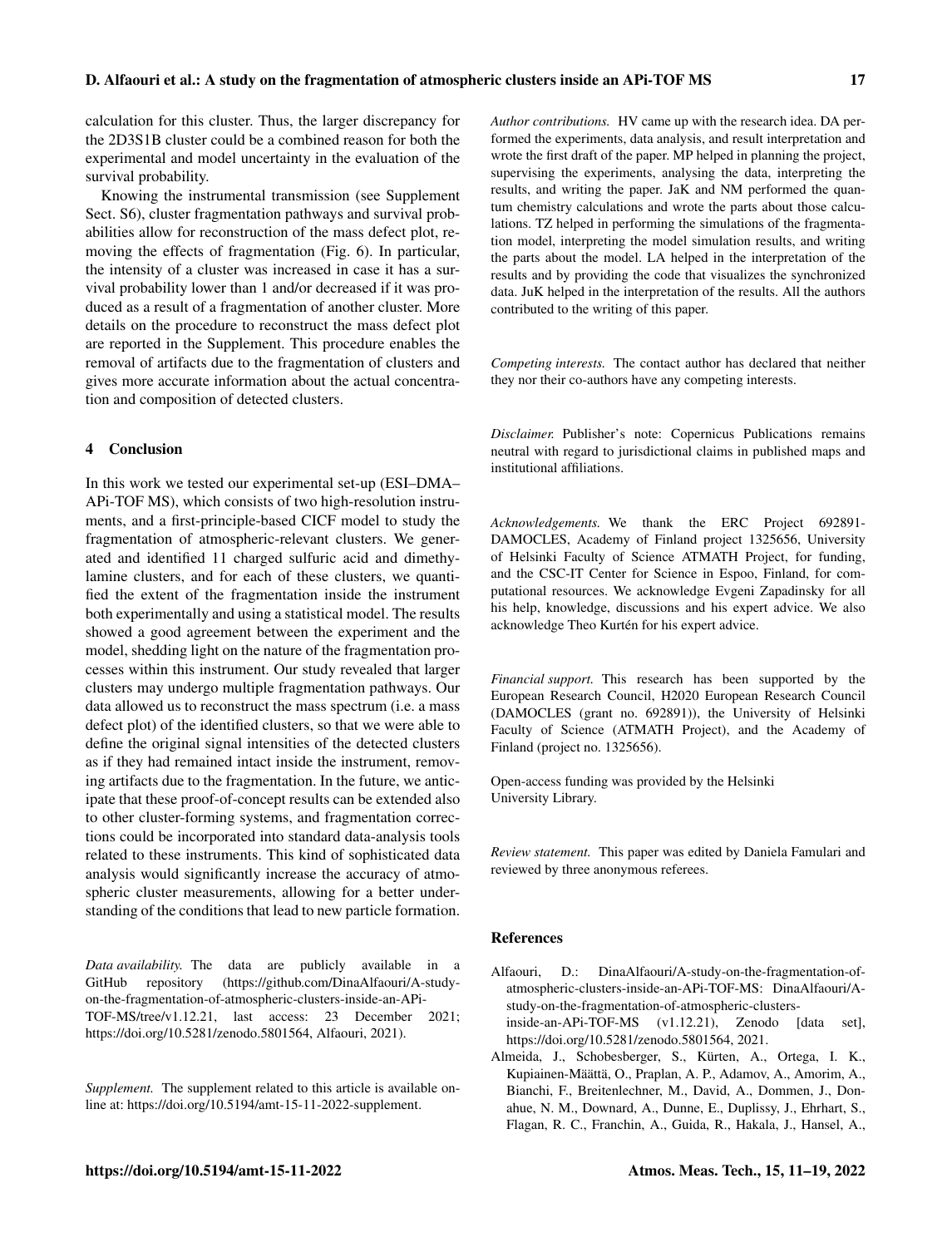calculation for this cluster. Thus, the larger discrepancy for the 2D3S1B cluster could be a combined reason for both the experimental and model uncertainty in the evaluation of the survival probability.

Knowing the instrumental transmission (see Supplement Sect. S6), cluster fragmentation pathways and survival probabilities allow for reconstruction of the mass defect plot, removing the effects of fragmentation (Fig. 6). In particular, the intensity of a cluster was increased in case it has a survival probability lower than 1 and/or decreased if it was produced as a result of a fragmentation of another cluster. More details on the procedure to reconstruct the mass defect plot are reported in the Supplement. This procedure enables the removal of artifacts due to the fragmentation of clusters and gives more accurate information about the actual concentration and composition of detected clusters.

## 4 Conclusion

In this work we tested our experimental set-up (ESI–DMA–APi-TOF MS), which consists of two high-resolution instruments, and a first-principle-based CICF model to study the fragmentation of atmospheric-relevant clusters. We generated and identified 11 charged sulfuric acid and dimethylamine clusters, and for each of these clusters, we quantified the extent of the fragmentation inside the instrument both experimentally and using a statistical model. The results showed a good agreement between the experiment and the model, shedding light on the nature of the fragmentation processes within this instrument. Our study revealed that larger clusters may undergo multiple fragmentation pathways. Our data allowed us to reconstruct the mass spectrum (i.e. a mass defect plot) of the identified clusters, so that we were able to define the original signal intensities of the detected clusters as if they had remained intact inside the instrument, removing artifacts due to the fragmentation. In the future, we anticipate that these proof-of-concept results can be extended also to other cluster-forming systems, and fragmentation corrections could be incorporated into standard data-analysis tools related to these instruments. This kind of sophisticated data analysis would significantly increase the accuracy of atmospheric cluster measurements, allowing for a better understanding of the conditions that lead to new particle formation.

*Data availability.* The data are publicly available in a GitHub repository (https://github.com/DinaAlfaouri/A-study-on-the-fragmentation-of-atmospheric-clusters-inside-an-APi-TOF-MS/tree/v1.12.21, last access: 23 December 2021; https://doi.org/10.5281/zenodo.5801564, Alfaouri, 2021).

*Supplement.* The supplement related to this article is available online at: https://doi.org/10.5194/amt-15-11-2022-supplement.

*Author contributions.* HV came up with the research idea. DA performed the experiments, data analysis, and result interpretation and wrote the first draft of the paper. MP helped in planning the project, supervising the experiments, analysing the data, interpreting the results, and writing the paper. JaK and NM performed the quantum chemistry calculations and wrote the parts about those calculations. TZ helped in performing the simulations of the fragmentation model, interpreting the model simulation results, and writing the parts about the model. LA helped in the interpretation of the results and by providing the code that visualizes the synchronized data. JuK helped in the interpretation of the results. All the authors contributed to the writing of this paper.

*Competing interests.* The contact author has declared that neither they nor their co-authors have any competing interests.

*Disclaimer.* Publisher's note: Copernicus Publications remains neutral with regard to jurisdictional claims in published maps and institutional affiliations.

*Acknowledgements.* We thank the ERC Project 692891-DAMOCLES, Academy of Finland project 1325656, University of Helsinki Faculty of Science ATMATH Project, for funding, and the CSC-IT Center for Science in Espoo, Finland, for computational resources. We acknowledge Evgeni Zapadinsky for all his help, knowledge, discussions and his expert advice. We also acknowledge Theo Kurtén for his expert advice.

*Financial support.* This research has been supported by the European Research Council, H2020 European Research Council (DAMOCLES (grant no. 692891)), the University of Helsinki Faculty of Science (ATMATH Project), and the Academy of Finland (project no. 1325656).

Open-access funding was provided by the Helsinki University Library.

*Review statement.* This paper was edited by Daniela Famulari and reviewed by three anonymous referees.

## References

Alfaouri, D.: DinaAlfaouri/A-study-on-the-fragmentation-of-atmospheric-clusters-inside-an-APi-TOF-MS: DinaAlfaouri/A-study-on-the-fragmentation-of-atmospheric-clusters-inside-an-APi-TOF-MS (v1.12.21), Zenodo [data set], https://doi.org/10.5281/zenodo.5801564, 2021.

Almeida, J., Schobesberger, S., Kürten, A., Ortega, I. K., Kupiainen-Määttä, O., Praplan, A. P., Adamov, A., Amorim, A., Bianchi, F., Breitenlechner, M., David, A., Dommen, J., Donahue, N. M., Downard, A., Dunne, E., Duplissy, J., Ehrhart, S., Flagan, R. C., Franchin, A., Guida, R., Hakala, J., Hansel, A.,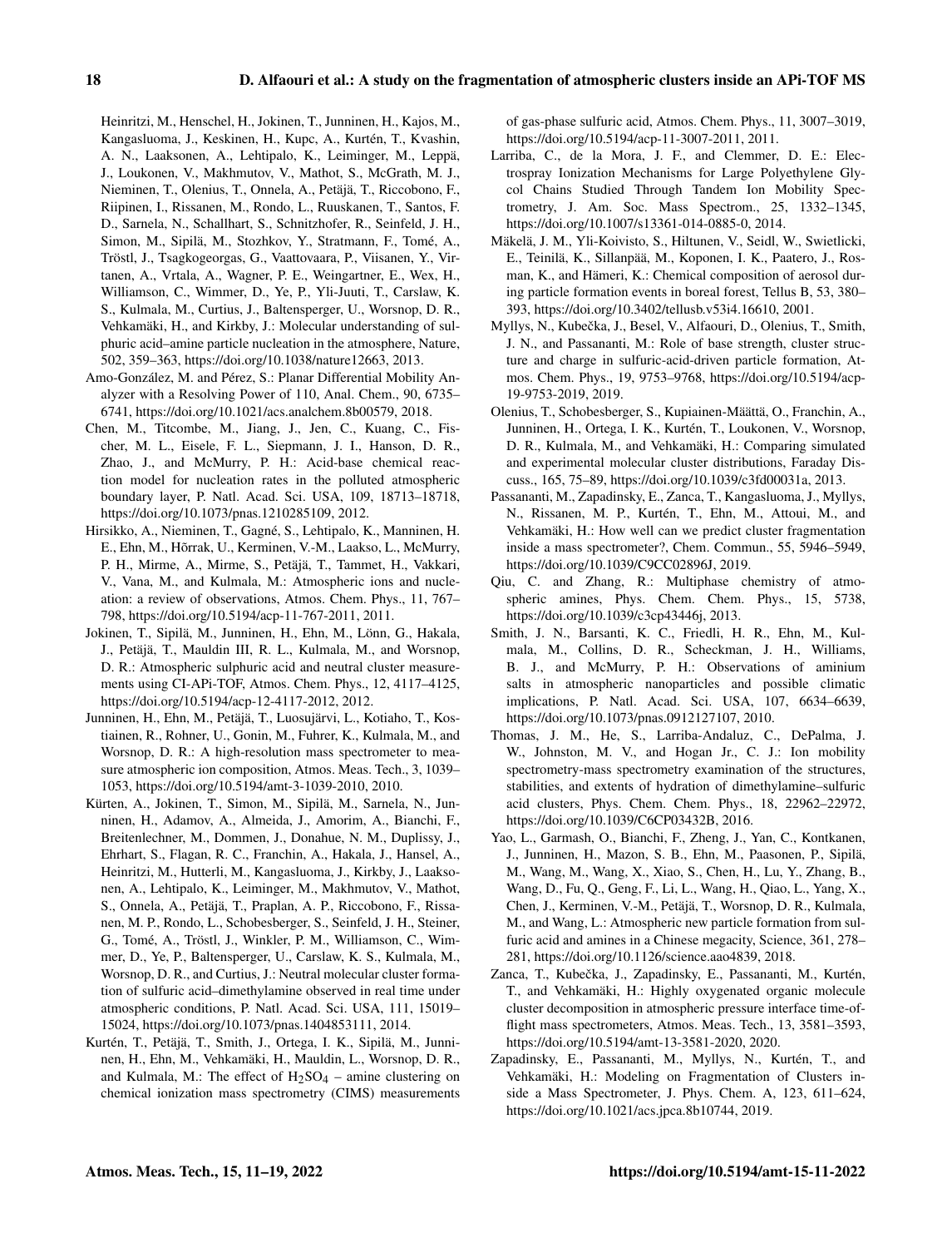Heinritzi, M., Henschel, H., Jokinen, T., Junninen, H., Kajos, M., Kangasluoma, J., Keskinen, H., Kupc, A., Kurtén, T., Kvashin, A. N., Laaksonen, A., Lehtipalo, K., Leiminger, M., Leppä, J., Loukonen, V., Makhmutov, V., Mathot, S., McGrath, M. J., Nieminen, T., Olenius, T., Onnela, A., Petäjä, T., Riccobono, F., Riipinen, I., Rissanen, M., Rondo, L., Ruuskanen, T., Santos, F. D., Sarnela, N., Schallhart, S., Schnitzhofer, R., Seinfeld, J. H., Simon, M., Sipilä, M., Stozhkov, Y., Stratmann, F., Tomé, A., Tröstl, J., Tsagkogeorgas, G., Vaattovaara, P., Viisanen, Y., Virtanen, A., Vrtala, A., Wagner, P. E., Weingartner, E., Wex, H., Williamson, C., Wimmer, D., Ye, P., Yli-Juuti, T., Carslaw, K. S., Kulmala, M., Curtius, J., Baltensperger, U., Worsnop, D. R., Vehkamäki, H., and Kirkby, J.: Molecular understanding of sulphuric acid–amine particle nucleation in the atmosphere, Nature, 502, 359–363, https://doi.org/10.1038/nature12663, 2013.

Amo-González, M. and Pérez, S.: Planar Differential Mobility Analyzer with a Resolving Power of 110, Anal. Chem., 90, 6735–6741, https://doi.org/10.1021/acs.analchem.8b00579, 2018.

Chen, M., Titcombe, M., Jiang, J., Jen, C., Kuang, C., Fischer, M. L., Eisele, F. L., Siepmann, J. I., Hanson, D. R., Zhao, J., and McMurry, P. H.: Acid-base chemical reaction model for nucleation rates in the polluted atmospheric boundary layer, P. Natl. Acad. Sci. USA, 109, 18713–18718, https://doi.org/10.1073/pnas.1210285109, 2012.

Hirsikko, A., Nieminen, T., Gagné, S., Lehtipalo, K., Manninen, H. E., Ehn, M., Hõrrak, U., Kerminen, V.-M., Laakso, L., McMurry, P. H., Mirme, A., Mirme, S., Petäjä, T., Tammet, H., Vakkari, V., Vana, M., and Kulmala, M.: Atmospheric ions and nucleation: a review of observations, Atmos. Chem. Phys., 11, 767–798, https://doi.org/10.5194/acp-11-767-2011, 2011.

Jokinen, T., Sipilä, M., Junninen, H., Ehn, M., Lönn, G., Hakala, J., Petäjä, T., Mauldin III, R. L., Kulmala, M., and Worsnop, D. R.: Atmospheric sulphuric acid and neutral cluster measurements using CI-APi-TOF, Atmos. Chem. Phys., 12, 4117–4125, https://doi.org/10.5194/acp-12-4117-2012, 2012.

Junninen, H., Ehn, M., Petäjä, T., Luosujärvi, L., Kotiaho, T., Kostiainen, R., Rohner, U., Gonin, M., Fuhrer, K., Kulmala, M., and Worsnop, D. R.: A high-resolution mass spectrometer to measure atmospheric ion composition, Atmos. Meas. Tech., 3, 1039–1053, https://doi.org/10.5194/amt-3-1039-2010, 2010.

Kürten, A., Jokinen, T., Simon, M., Sipilä, M., Sarnela, N., Junninen, H., Adamov, A., Almeida, J., Amorim, A., Bianchi, F., Breitenlechner, M., Dommen, J., Donahue, N. M., Duplissy, J., Ehrhart, S., Flagan, R. C., Franchin, A., Hakala, J., Hansel, A., Heinritzi, M., Hutterli, M., Kangasluoma, J., Kirkby, J., Laaksonen, A., Lehtipalo, K., Leiminger, M., Makhmutov, V., Mathot, S., Onnela, A., Petäjä, T., Praplan, A. P., Riccobono, F., Rissanen, M. P., Rondo, L., Schobesberger, S., Seinfeld, J. H., Steiner, G., Tomé, A., Tröstl, J., Winkler, P. M., Williamson, C., Wimmer, D., Ye, P., Baltensperger, U., Carslaw, K. S., Kulmala, M., Worsnop, D. R., and Curtius, J.: Neutral molecular cluster formation of sulfuric acid–dimethylamine observed in real time under atmospheric conditions, P. Natl. Acad. Sci. USA, 111, 15019–15024, https://doi.org/10.1073/pnas.1404853111, 2014.

Kurtén, T., Petäjä, T., Smith, J., Ortega, I. K., Sipilä, M., Junninen, H., Ehn, M., Vehkamäki, H., Mauldin, L., Worsnop, D. R., and Kulmala, M.: The effect of $H_2SO_4$ – amine clustering on chemical ionization mass spectrometry (CIMS) measurements of gas-phase sulfuric acid, Atmos. Chem. Phys., 11, 3007–3019, https://doi.org/10.5194/acp-11-3007-2011, 2011.

Larriba, C., de la Mora, J. F., and Clemmer, D. E.: Electrospray Ionization Mechanisms for Large Polyethylene Glycol Chains Studied Through Tandem Ion Mobility Spectrometry, J. Am. Soc. Mass Spectrom., 25, 1332–1345, https://doi.org/10.1007/s13361-014-0885-0, 2014.

Mäkelä, J. M., Yli-Koivisto, S., Hiltunen, V., Seidl, W., Swietlicki, E., Teinilä, K., Sillanpää, M., Koponen, I. K., Paatero, J., Rosman, K., and Hämeri, K.: Chemical composition of aerosol during particle formation events in boreal forest, Tellus B, 53, 380–393, https://doi.org/10.3402/tellusb.v53i4.16610, 2001.

Myllys, N., Kubečka, J., Besel, V., Alfaouri, D., Olenius, T., Smith, J. N., and Passananti, M.: Role of base strength, cluster structure and charge in sulfuric-acid-driven particle formation, Atmos. Chem. Phys., 19, 9753–9768, https://doi.org/10.5194/acp-19-9753-2019, 2019.

Olenius, T., Schobesberger, S., Kupiainen-Määttä, O., Franchin, A., Junninen, H., Ortega, I. K., Kurtén, T., Loukonen, V., Worsnop, D. R., Kulmala, M., and Vehkamäki, H.: Comparing simulated and experimental molecular cluster distributions, Faraday Discuss., 165, 75–89, https://doi.org/10.1039/c3fd00031a, 2013.

Passananti, M., Zapadinsky, E., Zanca, T., Kangasluoma, J., Myllys, N., Rissanen, M. P., Kurtén, T., Ehn, M., Attoui, M., and Vehkamäki, H.: How well can we predict cluster fragmentation inside a mass spectrometer?, Chem. Commun., 55, 5946–5949, https://doi.org/10.1039/C9CC02896J, 2019.

Qiu, C. and Zhang, R.: Multiphase chemistry of atmospheric amines, Phys. Chem. Chem. Phys., 15, 5738, https://doi.org/10.1039/c3cp43446j, 2013.

Smith, J. N., Barsanti, K. C., Friedli, H. R., Ehn, M., Kulmala, M., Collins, D. R., Scheckman, J. H., Williams, B. J., and McMurry, P. H.: Observations of aminium salts in atmospheric nanoparticles and possible climatic implications, P. Natl. Acad. Sci. USA, 107, 6634–6639, https://doi.org/10.1073/pnas.0912127107, 2010.

Thomas, J. M., He, S., Larriba-Andaluz, C., DePalma, J. W., Johnston, M. V., and Hogan Jr., C. J.: Ion mobility spectrometry-mass spectrometry examination of the structures, stabilities, and extents of hydration of dimethylamine–sulfuric acid clusters, Phys. Chem. Chem. Phys., 18, 22962–22972, https://doi.org/10.1039/C6CP03432B, 2016.

Yao, L., Garmash, O., Bianchi, F., Zheng, J., Yan, C., Kontkanen, J., Junninen, H., Mazon, S. B., Ehn, M., Paasonen, P., Sipilä, M., Wang, M., Wang, X., Xiao, S., Chen, H., Lu, Y., Zhang, B., Wang, D., Fu, Q., Geng, F., Li, L., Wang, H., Qiao, L., Yang, X., Chen, J., Kerminen, V.-M., Petäjä, T., Worsnop, D. R., Kulmala, M., and Wang, L.: Atmospheric new particle formation from sulfuric acid and amines in a Chinese megacity, Science, 361, 278–281, https://doi.org/10.1126/science.aao4839, 2018.

Zanca, T., Kubečka, J., Zapadinsky, E., Passananti, M., Kurtén, T., and Vehkamäki, H.: Highly oxygenated organic molecule cluster decomposition in atmospheric pressure interface time-of-flight mass spectrometers, Atmos. Meas. Tech., 13, 3581–3593, https://doi.org/10.5194/amt-13-3581-2020, 2020.

Zapadinsky, E., Passananti, M., Myllys, N., Kurtén, T., and Vehkamäki, H.: Modeling on Fragmentation of Clusters inside a Mass Spectrometer, J. Phys. Chem. A, 123, 611–624, https://doi.org/10.1021/acs.jpca.8b10744, 2019.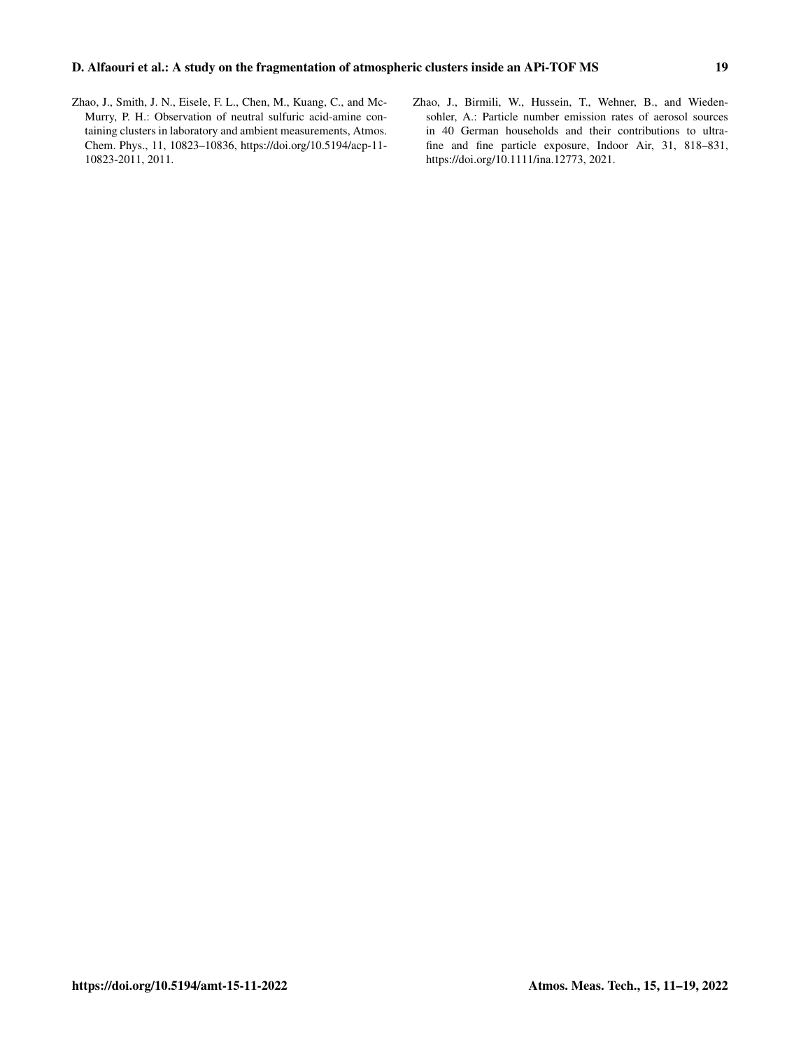Zhao, J., Smith, J. N., Eisele, F. L., Chen, M., Kuang, C., and McMurry, P. H.: Observation of neutral sulfuric acid-amine containing clusters in laboratory and ambient measurements, Atmos. Chem. Phys., 11, 10823–10836, https://doi.org/10.5194/acp-11-10823-2011, 2011.

Zhao, J., Birmili, W., Hussein, T., Wehner, B., and Wiedensohler, A.: Particle number emission rates of aerosol sources in 40 German households and their contributions to ultrafine and fine particle exposure, Indoor Air, 31, 818–831, https://doi.org/10.1111/ina.12773, 2021.